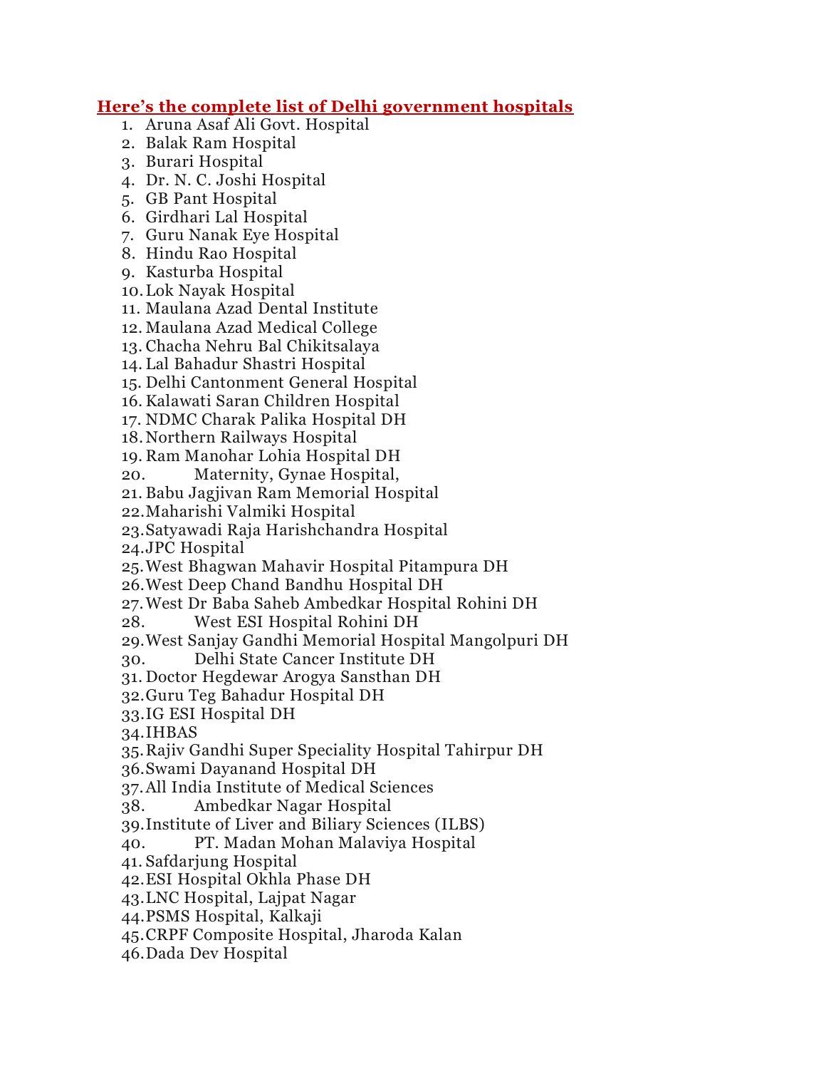## **Here's the complete list of Delhi government hospitals**

1. Aruna Asaf Ali Govt. Hospital
2. Balak Ram Hospital
3. Burari Hospital
4. Dr. N. C. Joshi Hospital
5. GB Pant Hospital
6. Girdhari Lal Hospital
7. Guru Nanak Eye Hospital
8. Hindu Rao Hospital
9. Kasturba Hospital
10. Lok Nayak Hospital
11. Maulana Azad Dental Institute
12. Maulana Azad Medical College
13. Chacha Nehru Bal Chikitsalaya
14. Lal Bahadur Shastri Hospital
15. Delhi Cantonment General Hospital
16. Kalawati Saran Children Hospital
17. NDMC Charak Palika Hospital DH
18. Northern Railways Hospital
19. Ram Manohar Lohia Hospital DH
20. Maternity, Gynae Hospital,
21. Babu Jagjivan Ram Memorial Hospital
22. Maharishi Valmiki Hospital
23. Satyawadi Raja Harishchandra Hospital
24. JPC Hospital
25. West Bhagwan Mahavir Hospital Pitampura DH
26. West Deep Chand Bandhu Hospital DH
27. West Dr Baba Saheb Ambedkar Hospital Rohini DH
28. West ESI Hospital Rohini DH
29. West Sanjay Gandhi Memorial Hospital Mangolpuri DH
30. Delhi State Cancer Institute DH
31. Doctor Hegdewar Arogya Sansthan DH
32. Guru Teg Bahadur Hospital DH
33. IG ESI Hospital DH
34. IHBAS
35. Rajiv Gandhi Super Speciality Hospital Tahirpur DH
36. Swami Dayanand Hospital DH
37. All India Institute of Medical Sciences
38. Ambedkar Nagar Hospital
39. Institute of Liver and Biliary Sciences (ILBS)
40. PT. Madan Mohan Malaviya Hospital
41. Safdarjung Hospital
42. ESI Hospital Okhla Phase DH
43. LNC Hospital, Lajpat Nagar
44. PSMS Hospital, Kalkaji
45. CRPF Composite Hospital, Jharoda Kalan
46. Dada Dev Hospital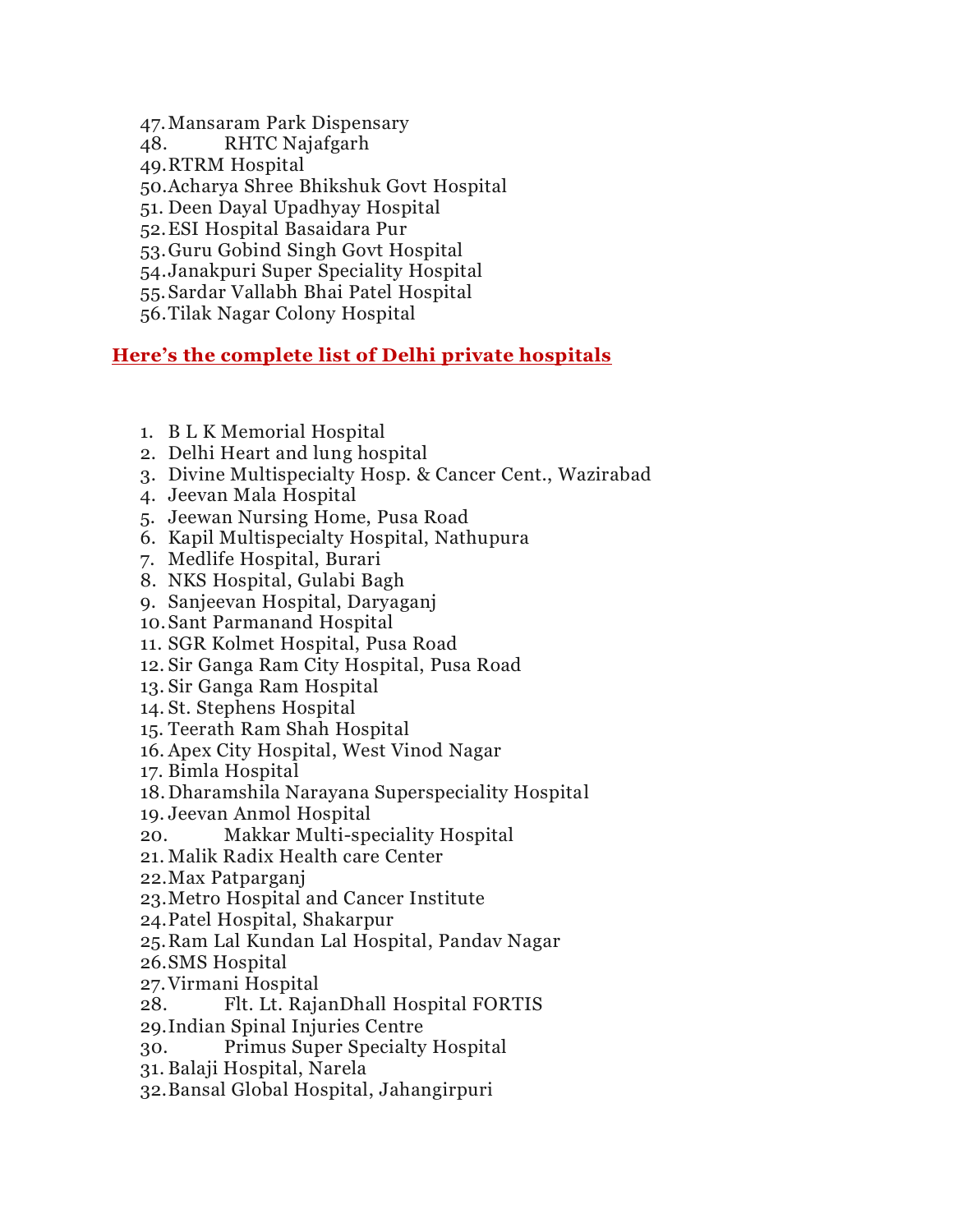47. Mansaram Park Dispensary
48. RHTC Najafgarh
49. RTRM Hospital
50. Acharya Shree Bhikshuk Govt Hospital
51. Deen Dayal Upadhyay Hospital
52. ESI Hospital Basaidara Pur
53. Guru Gobind Singh Govt Hospital
54. Janakpuri Super Speciality Hospital
55. Sardar Vallabh Bhai Patel Hospital
56. Tilak Nagar Colony Hospital

## Here's the complete list of Delhi private hospitals

1. B L K Memorial Hospital
2. Delhi Heart and lung hospital
3. Divine Multispecialty Hosp. & Cancer Cent., Wazirabad
4. Jeevan Mala Hospital
5. Jeewan Nursing Home, Pusa Road
6. Kapil Multispecialty Hospital, Nathupura
7. Medlife Hospital, Burari
8. NKS Hospital, Gulabi Bagh
9. Sanjeevan Hospital, Daryaganj
10. Sant Parmanand Hospital
11. SGR Kolmet Hospital, Pusa Road
12. Sir Ganga Ram City Hospital, Pusa Road
13. Sir Ganga Ram Hospital
14. St. Stephens Hospital
15. Teerath Ram Shah Hospital
16. Apex City Hospital, West Vinod Nagar
17. Bimla Hospital
18. Dharamshila Narayana Superspeciality Hospital
19. Jeevan Anmol Hospital
20. Makkar Multi-speciality Hospital
21. Malik Radix Health care Center
22. Max Patparganj
23. Metro Hospital and Cancer Institute
24. Patel Hospital, Shakarpur
25. Ram Lal Kundan Lal Hospital, Pandav Nagar
26. SMS Hospital
27. Virmani Hospital
28. Flt. Lt. RajanDhall Hospital FORTIS
29. Indian Spinal Injuries Centre
30. Primus Super Specialty Hospital
31. Balaji Hospital, Narela
32. Bansal Global Hospital, Jahangirpuri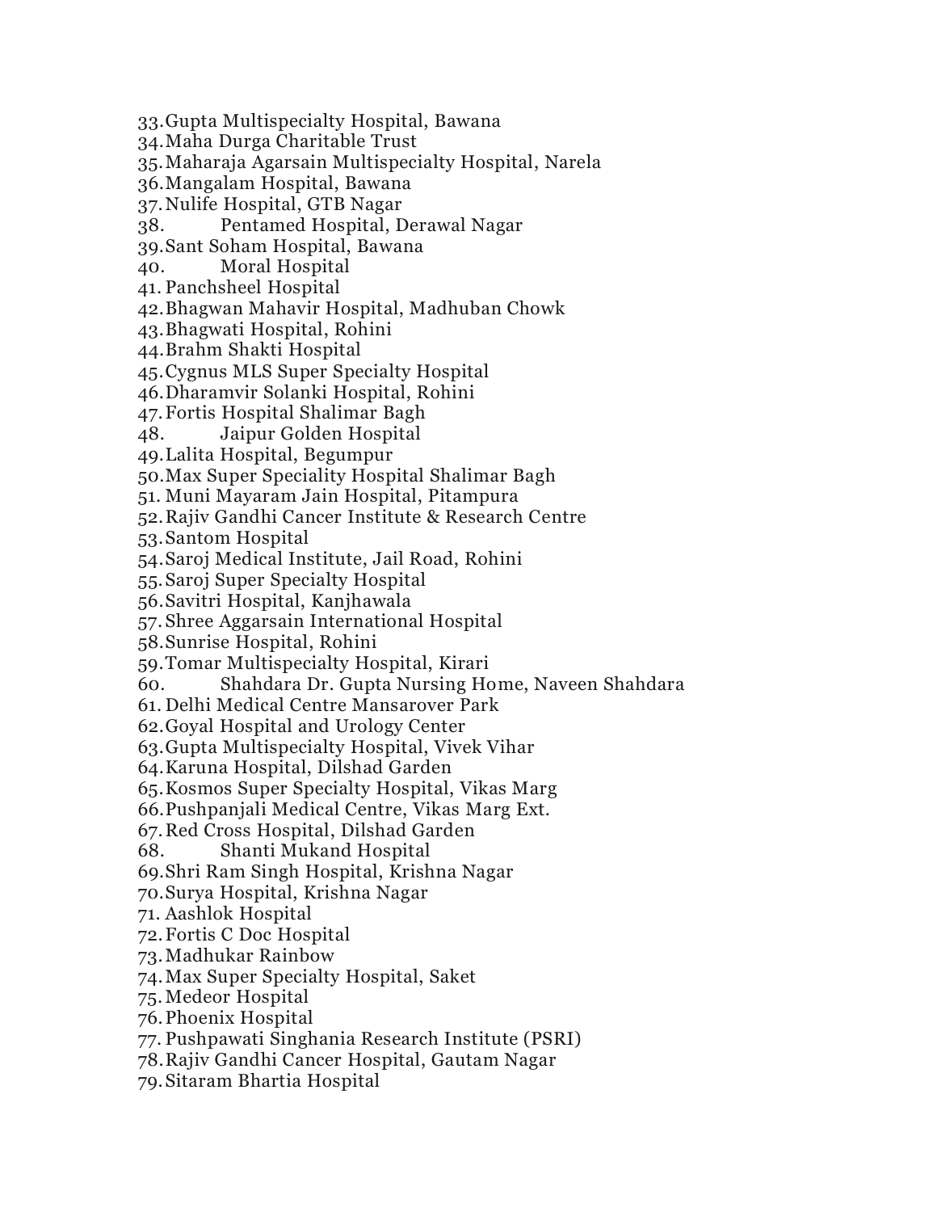33. Gupta Multispecialty Hospital, Bawana
34. Maha Durga Charitable Trust
35. Maharaja Agarsain Multispecialty Hospital, Narela
36. Mangalam Hospital, Bawana
37. Nulife Hospital, GTB Nagar
38. Pentamed Hospital, Derawal Nagar
39. Sant Soham Hospital, Bawana
40. Moral Hospital
41. Panchsheel Hospital
42. Bhagwan Mahavir Hospital, Madhuban Chowk
43. Bhagwati Hospital, Rohini
44. Brahm Shakti Hospital
45. Cygnus MLS Super Specialty Hospital
46. Dharamvir Solanki Hospital, Rohini
47. Fortis Hospital Shalimar Bagh
48. Jaipur Golden Hospital
49. Lalita Hospital, Begumpur
50. Max Super Speciality Hospital Shalimar Bagh
51. Muni Mayaram Jain Hospital, Pitampura
52. Rajiv Gandhi Cancer Institute & Research Centre
53. Santom Hospital
54. Saroj Medical Institute, Jail Road, Rohini
55. Saroj Super Specialty Hospital
56. Savitri Hospital, Kanjhawala
57. Shree Aggarsain International Hospital
58. Sunrise Hospital, Rohini
59. Tomar Multispecialty Hospital, Kirari
60. Shahdara Dr. Gupta Nursing Home, Naveen Shahdara
61. Delhi Medical Centre Mansarover Park
62. Goyal Hospital and Urology Center
63. Gupta Multispecialty Hospital, Vivek Vihar
64. Karuna Hospital, Dilshad Garden
65. Kosmos Super Specialty Hospital, Vikas Marg
66. Pushpanjali Medical Centre, Vikas Marg Ext.
67. Red Cross Hospital, Dilshad Garden
68. Shanti Mukand Hospital
69. Shri Ram Singh Hospital, Krishna Nagar
70. Surya Hospital, Krishna Nagar
71. Aashlok Hospital
72. Fortis C Doc Hospital
73. Madhukar Rainbow
74. Max Super Specialty Hospital, Saket
75. Medeor Hospital
76. Phoenix Hospital
77. Pushpawati Singhania Research Institute (PSRI)
78. Rajiv Gandhi Cancer Hospital, Gautam Nagar
79. Sitaram Bhartia Hospital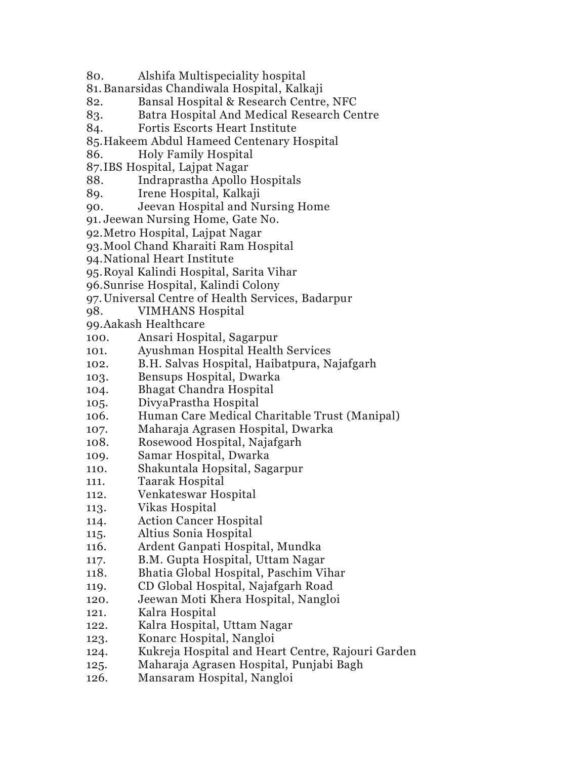80. Alshifa Multispeciality hospital
81. Banarsidas Chandiwala Hospital, Kalkaji
82. Bansal Hospital & Research Centre, NFC
83. Batra Hospital And Medical Research Centre
84. Fortis Escorts Heart Institute
85. Hakeem Abdul Hameed Centenary Hospital
86. Holy Family Hospital
87. IBS Hospital, Lajpat Nagar
88. Indraprastha Apollo Hospitals
89. Irene Hospital, Kalkaji
90. Jeevan Hospital and Nursing Home
91. Jeewan Nursing Home, Gate No.
92. Metro Hospital, Lajpat Nagar
93. Mool Chand Kharaiti Ram Hospital
94. National Heart Institute
95. Royal Kalindi Hospital, Sarita Vihar
96. Sunrise Hospital, Kalindi Colony
97. Universal Centre of Health Services, Badarpur
98. VIMHANS Hospital
99. Aakash Healthcare
100. Ansari Hospital, Sagarpur
101. Ayushman Hospital Health Services
102. B.H. Salvas Hospital, Haibatpura, Najafgarh
103. Bensups Hospital, Dwarka
104. Bhagat Chandra Hospital
105. DivyaPrastha Hospital
106. Human Care Medical Charitable Trust (Manipal)
107. Maharaja Agrasen Hospital, Dwarka
108. Rosewood Hospital, Najafgarh
109. Samar Hospital, Dwarka
110. Shakuntala Hopsital, Sagarpur
111. Taarak Hospital
112. Venkateswar Hospital
113. Vikas Hospital
114. Action Cancer Hospital
115. Altius Sonia Hospital
116. Ardent Ganpati Hospital, Mundka
117. B.M. Gupta Hospital, Uttam Nagar
118. Bhatia Global Hospital, Paschim Vihar
119. CD Global Hospital, Najafgarh Road
120. Jeewan Moti Khera Hospital, Nangloi
121. Kalra Hospital
122. Kalra Hospital, Uttam Nagar
123. Konarc Hospital, Nangloi
124. Kukreja Hospital and Heart Centre, Rajouri Garden
125. Maharaja Agrasen Hospital, Punjabi Bagh
126. Mansaram Hospital, Nangloi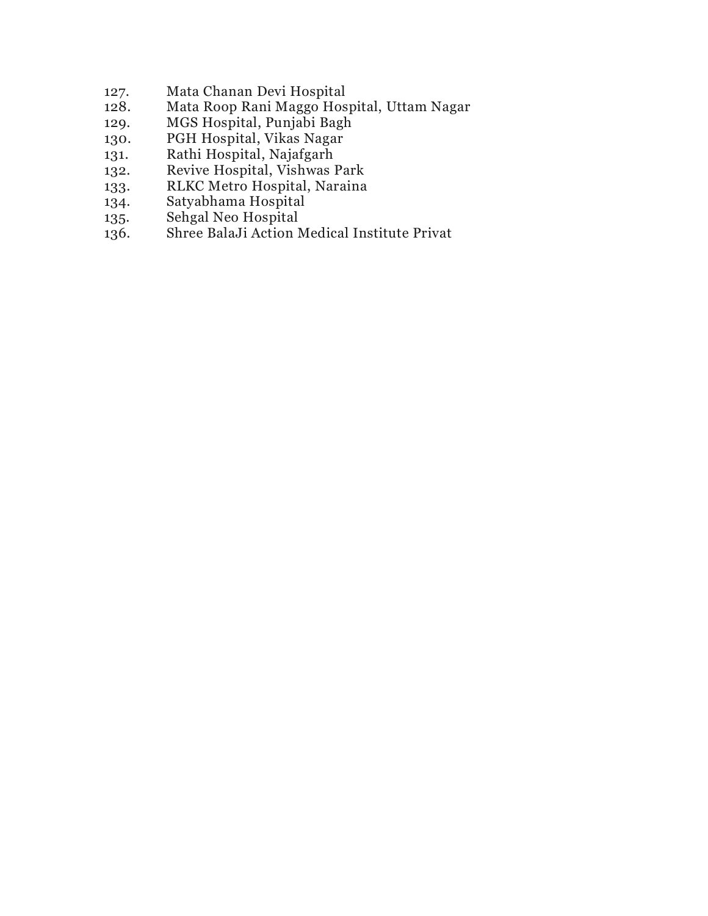127. Mata Chanan Devi Hospital
128. Mata Roop Rani Maggo Hospital, Uttam Nagar
129. MGS Hospital, Punjabi Bagh
130. PGH Hospital, Vikas Nagar
131. Rathi Hospital, Najafgarh
132. Revive Hospital, Vishwas Park
133. RLKC Metro Hospital, Naraina
134. Satyabhama Hospital
135. Sehgal Neo Hospital
136. Shree BalaJi Action Medical Institute Privat